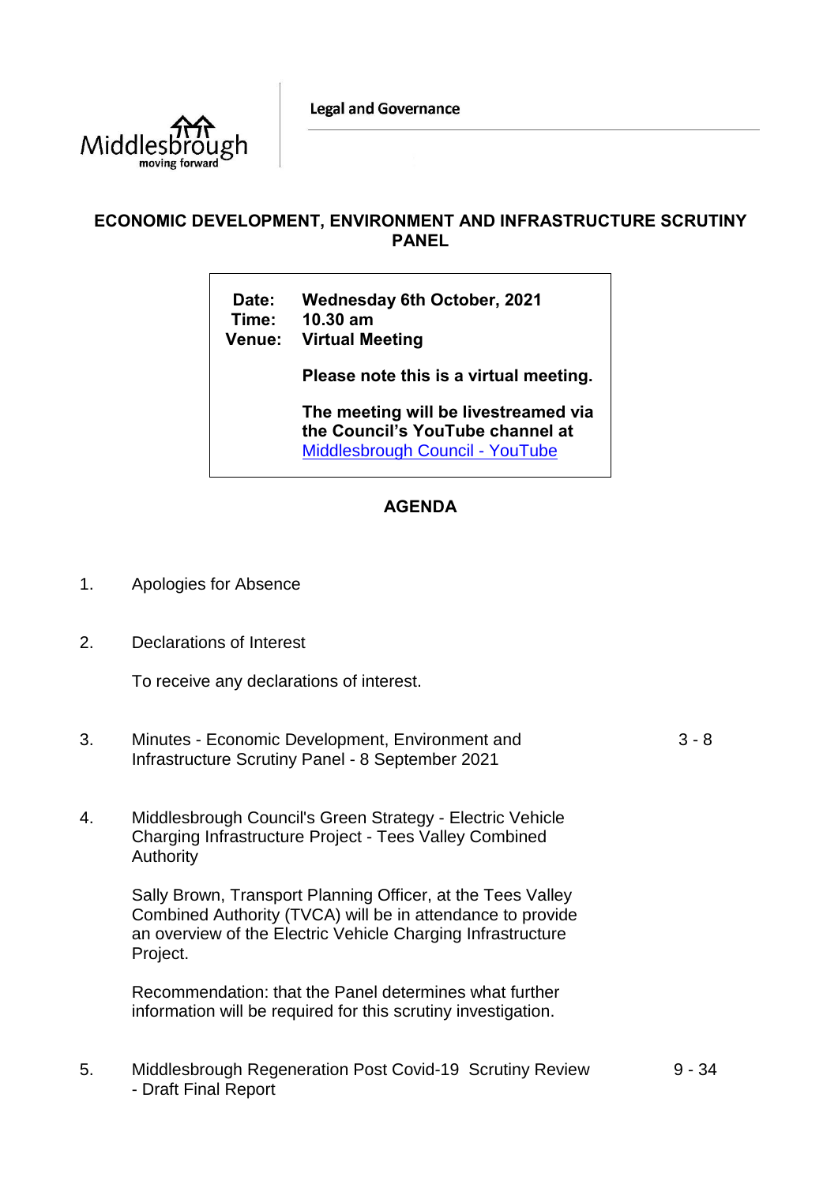Middlesbrough
moving forward

Legal and Governance

# ECONOMIC DEVELOPMENT, ENVIRONMENT AND INFRASTRUCTURE SCRUTINY PANEL

**Date:** **Wednesday 6th October, 2021**
**Time:** **10.30 am**
**Venue:** **Virtual Meeting**

**Please note this is a virtual meeting.**

**The meeting will be livestreamed via the Council's YouTube channel at** [Middlesbrough Council - YouTube]

## AGENDA

1. Apologies for Absence

2. Declarations of Interest

   To receive any declarations of interest.

3. Minutes - Economic Development, Environment and Infrastructure Scrutiny Panel - 8 September 2021 — 3 - 8

4. Middlesbrough Council's Green Strategy - Electric Vehicle Charging Infrastructure Project - Tees Valley Combined Authority

   Sally Brown, Transport Planning Officer, at the Tees Valley Combined Authority (TVCA) will be in attendance to provide an overview of the Electric Vehicle Charging Infrastructure Project.

   Recommendation: that the Panel determines what further information will be required for this scrutiny investigation.

5. Middlesbrough Regeneration Post Covid-19 Scrutiny Review - Draft Final Report — 9 - 34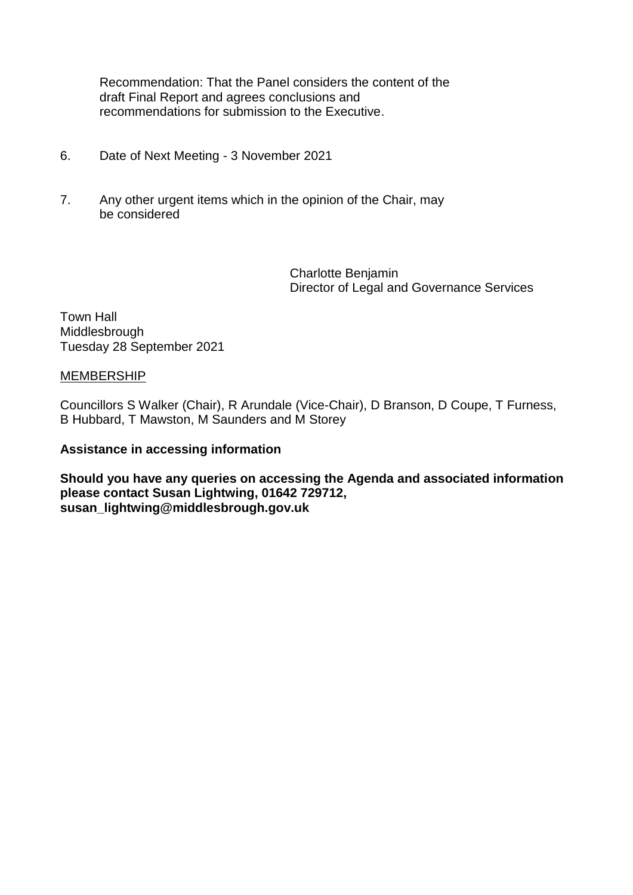Recommendation: That the Panel considers the content of the draft Final Report and agrees conclusions and recommendations for submission to the Executive.

6. Date of Next Meeting - 3 November 2021

7. Any other urgent items which in the opinion of the Chair, may be considered

Charlotte Benjamin
Director of Legal and Governance Services

Town Hall
Middlesbrough
Tuesday 28 September 2021

MEMBERSHIP

Councillors S Walker (Chair), R Arundale (Vice-Chair), D Branson, D Coupe, T Furness, B Hubbard, T Mawston, M Saunders and M Storey

**Assistance in accessing information**

**Should you have any queries on accessing the Agenda and associated information please contact Susan Lightwing, 01642 729712, susan_lightwing@middlesbrough.gov.uk**